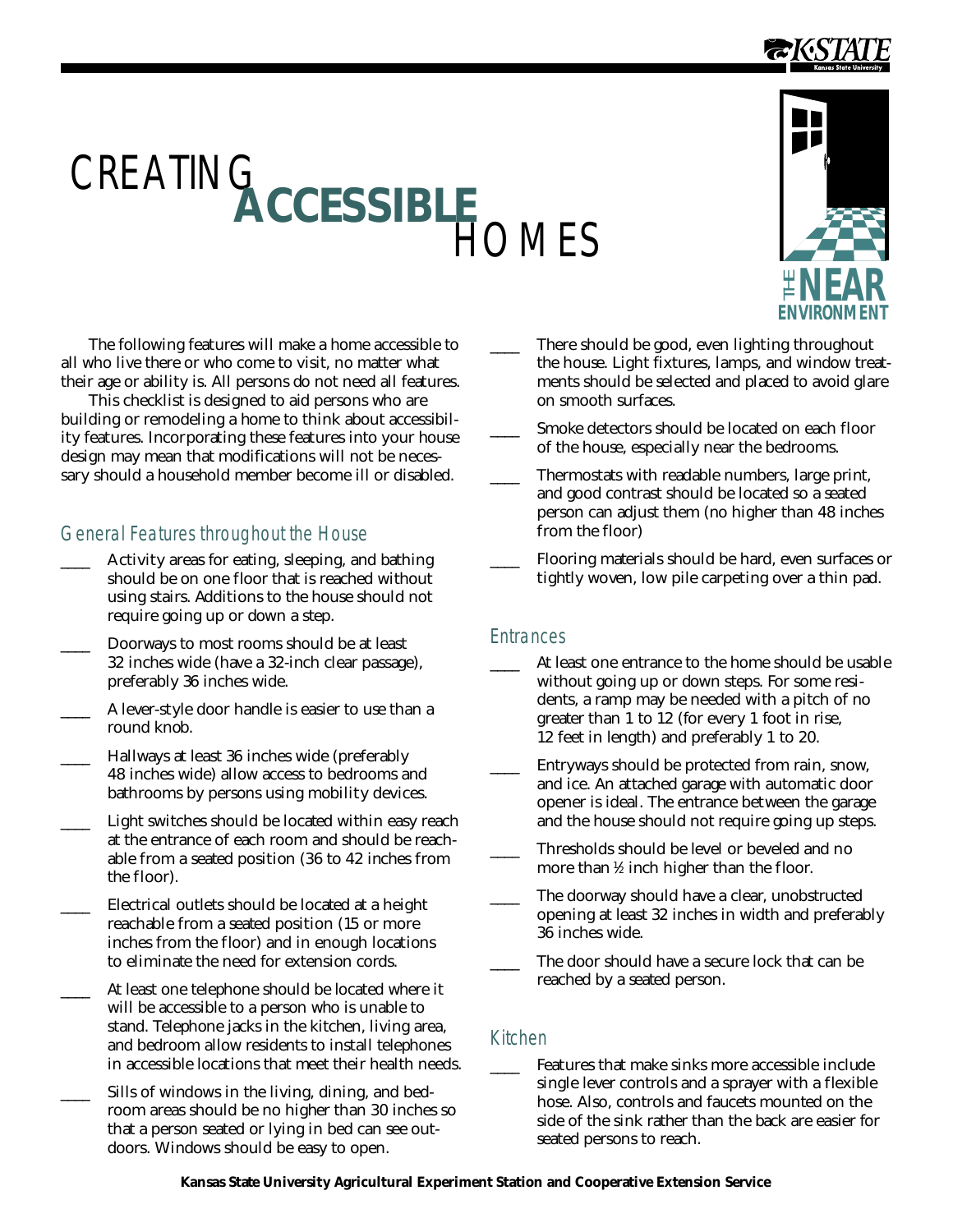# CREATING ACCESSIBLE HOMES

The following features will make a home accessible to all who live there or who come to visit, no matter what their age or ability is. All persons do not need all features.

This checklist is designed to aid persons who are building or remodeling a home to think about accessibility features. Incorporating these features into your house design may mean that modifications will not be necessary should a household member become ill or disabled.

## General Features throughout the House

- ____ Activity areas for eating, sleeping, and bathing should be on one floor that is reached without using stairs. Additions to the house should not require going up or down a step.
- ____ Doorways to most rooms should be at least 32 inches wide (have a 32-inch clear passage), preferably 36 inches wide.
- ____ A lever-style door handle is easier to use than a round knob.
- ____ Hallways at least 36 inches wide (preferably 48 inches wide) allow access to bedrooms and bathrooms by persons using mobility devices.
- ____ Light switches should be located within easy reach at the entrance of each room and should be reachable from a seated position (36 to 42 inches from the floor).
- ____ Electrical outlets should be located at a height reachable from a seated position (15 or more inches from the floor) and in enough locations to eliminate the need for extension cords.
- ____ At least one telephone should be located where it will be accessible to a person who is unable to stand. Telephone jacks in the kitchen, living area, and bedroom allow residents to install telephones in accessible locations that meet their health needs.
- ____ Sills of windows in the living, dining, and bedroom areas should be no higher than 30 inches so that a person seated or lying in bed can see outdoors. Windows should be easy to open.
- ____ There should be good, even lighting throughout the house. Light fixtures, lamps, and window treatments should be selected and placed to avoid glare on smooth surfaces.
- ____ Smoke detectors should be located on each floor of the house, especially near the bedrooms.
- ____ Thermostats with readable numbers, large print, and good contrast should be located so a seated person can adjust them (no higher than 48 inches from the floor)
- ____ Flooring materials should be hard, even surfaces or tightly woven, low pile carpeting over a thin pad.

## Entrances

- ____ At least one entrance to the home should be usable without going up or down steps. For some residents, a ramp may be needed with a pitch of no greater than 1 to 12 (for every 1 foot in rise, 12 feet in length) and preferably 1 to 20.
- ____ Entryways should be protected from rain, snow, and ice. An attached garage with automatic door opener is ideal. The entrance between the garage and the house should not require going up steps.
- ____ Thresholds should be level or beveled and no more than ½ inch higher than the floor.
- ____ The doorway should have a clear, unobstructed opening at least 32 inches in width and preferably 36 inches wide.
- ____ The door should have a secure lock that can be reached by a seated person.

## Kitchen

- ____ Features that make sinks more accessible include single lever controls and a sprayer with a flexible hose. Also, controls and faucets mounted on the side of the sink rather than the back are easier for seated persons to reach.

Kansas State University Agricultural Experiment Station and Cooperative Extension Service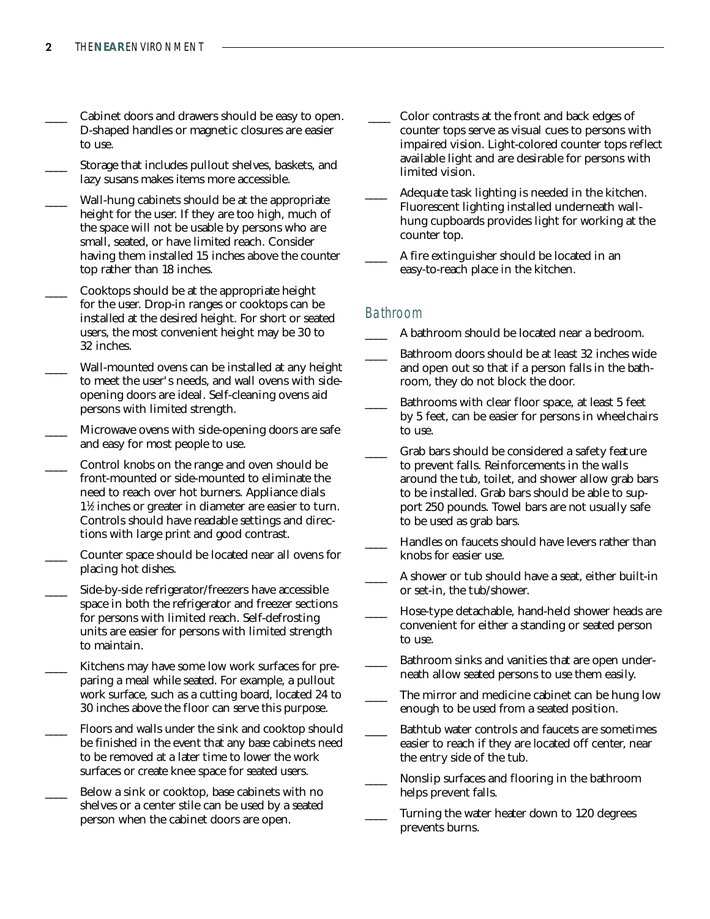____ Cabinet doors and drawers should be easy to open. D-shaped handles or magnetic closures are easier to use.

____ Storage that includes pullout shelves, baskets, and lazy susans makes items more accessible.

____ Wall-hung cabinets should be at the appropriate height for the user. If they are too high, much of the space will not be usable by persons who are small, seated, or have limited reach. Consider having them installed 15 inches above the counter top rather than 18 inches.

____ Cooktops should be at the appropriate height for the user. Drop-in ranges or cooktops can be installed at the desired height. For short or seated users, the most convenient height may be 30 to 32 inches.

____ Wall-mounted ovens can be installed at any height to meet the user's needs, and wall ovens with side-opening doors are ideal. Self-cleaning ovens aid persons with limited strength.

____ Microwave ovens with side-opening doors are safe and easy for most people to use.

____ Control knobs on the range and oven should be front-mounted or side-mounted to eliminate the need to reach over hot burners. Appliance dials 1½ inches or greater in diameter are easier to turn. Controls should have readable settings and directions with large print and good contrast.

____ Counter space should be located near all ovens for placing hot dishes.

____ Side-by-side refrigerator/freezers have accessible space in both the refrigerator and freezer sections for persons with limited reach. Self-defrosting units are easier for persons with limited strength to maintain.

____ Kitchens may have some low work surfaces for preparing a meal while seated. For example, a pullout work surface, such as a cutting board, located 24 to 30 inches above the floor can serve this purpose.

____ Floors and walls under the sink and cooktop should be finished in the event that any base cabinets need to be removed at a later time to lower the work surfaces or create knee space for seated users.

____ Below a sink or cooktop, base cabinets with no shelves or a center stile can be used by a seated person when the cabinet doors are open.

____ Color contrasts at the front and back edges of counter tops serve as visual cues to persons with impaired vision. Light-colored counter tops reflect available light and are desirable for persons with limited vision.

____ Adequate task lighting is needed in the kitchen. Fluorescent lighting installed underneath wall-hung cupboards provides light for working at the counter top.

____ A fire extinguisher should be located in an easy-to-reach place in the kitchen.

## Bathroom

____ A bathroom should be located near a bedroom.

____ Bathroom doors should be at least 32 inches wide and open out so that if a person falls in the bathroom, they do not block the door.

____ Bathrooms with clear floor space, at least 5 feet by 5 feet, can be easier for persons in wheelchairs to use.

____ Grab bars should be considered a safety feature to prevent falls. Reinforcements in the walls around the tub, toilet, and shower allow grab bars to be installed. Grab bars should be able to support 250 pounds. Towel bars are not usually safe to be used as grab bars.

____ Handles on faucets should have levers rather than knobs for easier use.

____ A shower or tub should have a seat, either built-in or set-in, the tub/shower.

____ Hose-type detachable, hand-held shower heads are convenient for either a standing or seated person to use.

____ Bathroom sinks and vanities that are open underneath allow seated persons to use them easily.

____ The mirror and medicine cabinet can be hung low enough to be used from a seated position.

____ Bathtub water controls and faucets are sometimes easier to reach if they are located off center, near the entry side of the tub.

____ Nonslip surfaces and flooring in the bathroom helps prevent falls.

____ Turning the water heater down to 120 degrees prevents burns.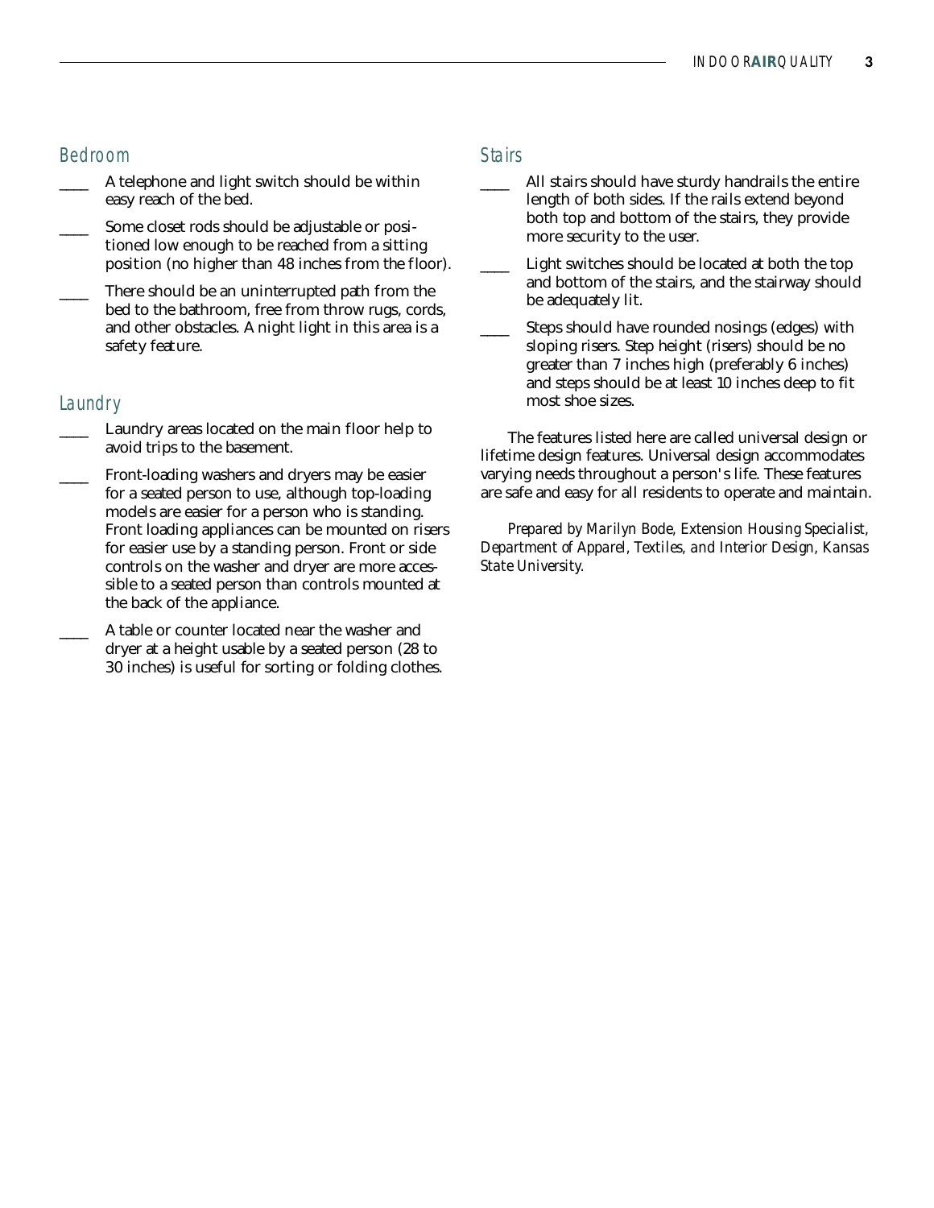## Bedroom

____ A telephone and light switch should be within easy reach of the bed.

____ Some closet rods should be adjustable or positioned low enough to be reached from a sitting position (no higher than 48 inches from the floor).

____ There should be an uninterrupted path from the bed to the bathroom, free from throw rugs, cords, and other obstacles. A night light in this area is a safety feature.

## Laundry

____ Laundry areas located on the main floor help to avoid trips to the basement.

____ Front-loading washers and dryers may be easier for a seated person to use, although top-loading models are easier for a person who is standing. Front loading appliances can be mounted on risers for easier use by a standing person. Front or side controls on the washer and dryer are more accessible to a seated person than controls mounted at the back of the appliance.

____ A table or counter located near the washer and dryer at a height usable by a seated person (28 to 30 inches) is useful for sorting or folding clothes.

## Stairs

____ All stairs should have sturdy handrails the entire length of both sides. If the rails extend beyond both top and bottom of the stairs, they provide more security to the user.

____ Light switches should be located at both the top and bottom of the stairs, and the stairway should be adequately lit.

____ Steps should have rounded nosings (edges) with sloping risers. Step height (risers) should be no greater than 7 inches high (preferably 6 inches) and steps should be at least 10 inches deep to fit most shoe sizes.

The features listed here are called universal design or lifetime design features. Universal design accommodates varying needs throughout a person's life. These features are safe and easy for all residents to operate and maintain.

*Prepared by Marilyn Bode, Extension Housing Specialist, Department of Apparel, Textiles, and Interior Design, Kansas State University.*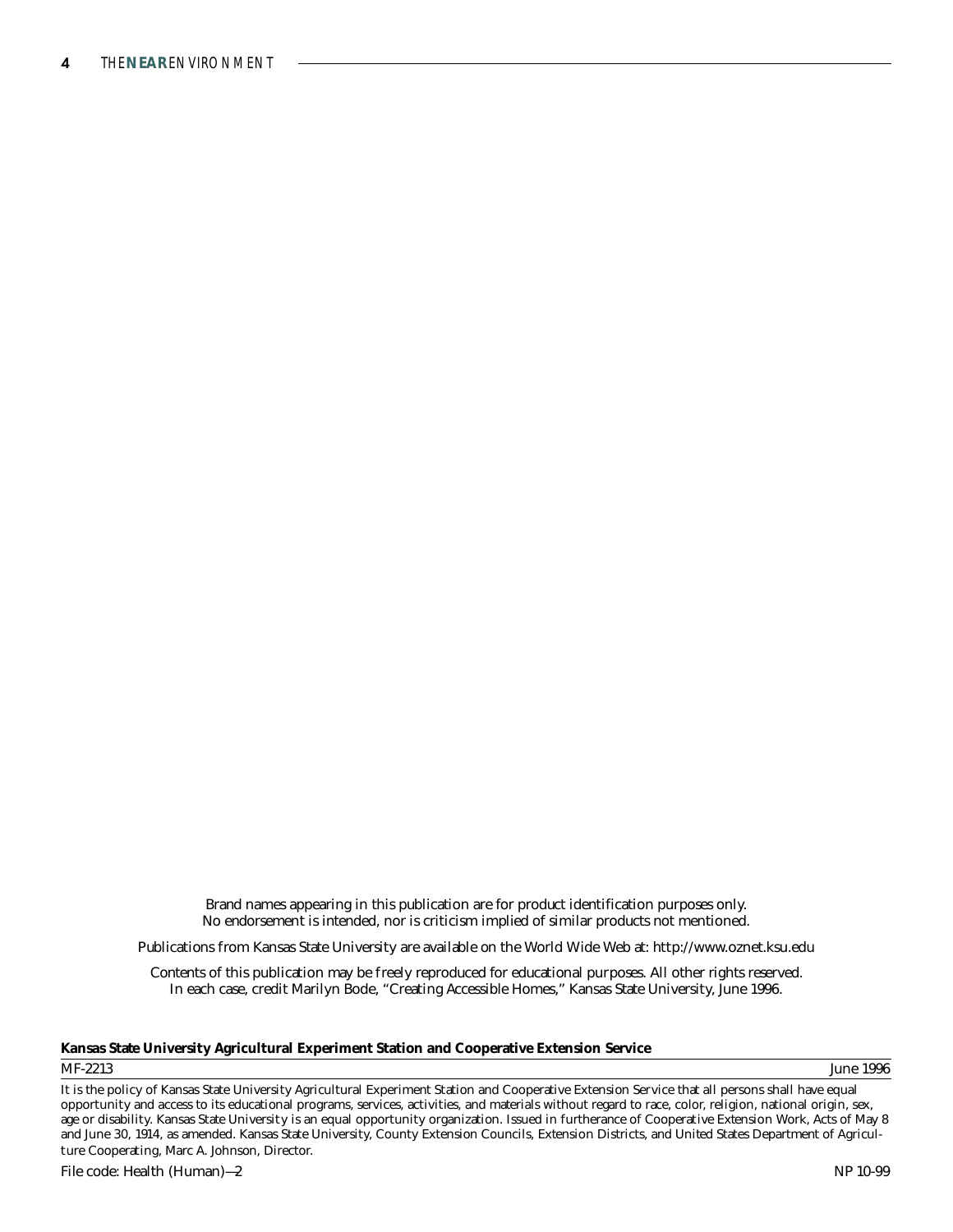Brand names appearing in this publication are for product identification purposes only.
No endorsement is intended, nor is criticism implied of similar products not mentioned.

Publications from Kansas State University are available on the World Wide Web at: http://www.oznet.ksu.edu

Contents of this publication may be freely reproduced for educational purposes. All other rights reserved.
In each case, credit Marilyn Bode, "Creating Accessible Homes," Kansas State University, June 1996.

**Kansas State University Agricultural Experiment Station and Cooperative Extension Service**

MF-2213 June 1996

It is the policy of Kansas State University Agricultural Experiment Station and Cooperative Extension Service that all persons shall have equal opportunity and access to its educational programs, services, activities, and materials without regard to race, color, religion, national origin, sex, age or disability. Kansas State University is an equal opportunity organization. Issued in furtherance of Cooperative Extension Work, Acts of May 8 and June 30, 1914, as amended. Kansas State University, County Extension Councils, Extension Districts, and United States Department of Agriculture Cooperating, Marc A. Johnson, Director.

File code: Health (Human)—2 NP 10-99